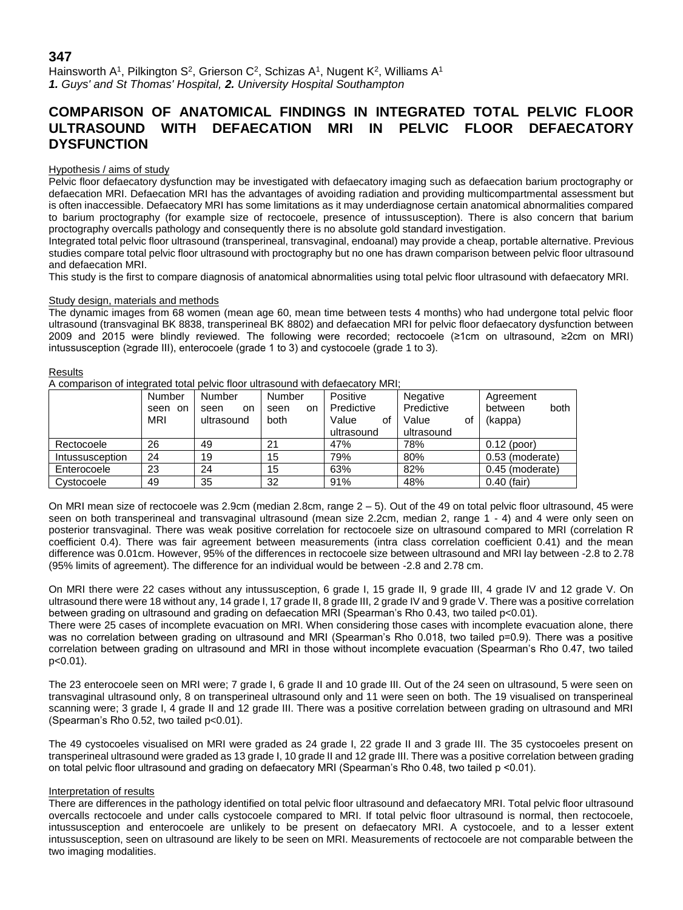**347**

Hainsworth A[1], Pilkington S[2], Grierson C[2], Schizas A[1], Nugent K[2], Williams A[1]

***1.** Guys' and St Thomas' Hospital, **2.** University Hospital Southampton*

# COMPARISON OF ANATOMICAL FINDINGS IN INTEGRATED TOTAL PELVIC FLOOR ULTRASOUND WITH DEFAECATION MRI IN PELVIC FLOOR DEFAECATORY DYSFUNCTION

## Hypothesis / aims of study

Pelvic floor defaecatory dysfunction may be investigated with defaecatory imaging such as defaecation barium proctography or defaecation MRI. Defaecation MRI has the advantages of avoiding radiation and providing multicompartmental assessment but is often inaccessible. Defaecatory MRI has some limitations as it may underdiagnose certain anatomical abnormalities compared to barium proctography (for example size of rectocoele, presence of intussusception). There is also concern that barium proctography overcalls pathology and consequently there is no absolute gold standard investigation.

Integrated total pelvic floor ultrasound (transperineal, transvaginal, endoanal) may provide a cheap, portable alternative. Previous studies compare total pelvic floor ultrasound with proctography but no one has drawn comparison between pelvic floor ultrasound and defaecation MRI.

This study is the first to compare diagnosis of anatomical abnormalities using total pelvic floor ultrasound with defaecatory MRI.

## Study design, materials and methods

The dynamic images from 68 women (mean age 60, mean time between tests 4 months) who had undergone total pelvic floor ultrasound (transvaginal BK 8838, transperineal BK 8802) and defaecation MRI for pelvic floor defaecatory dysfunction between 2009 and 2015 were blindly reviewed. The following were recorded; rectocoele (≥1cm on ultrasound, ≥2cm on MRI) intussusception (≥grade III), enterocoele (grade 1 to 3) and cystocoele (grade 1 to 3).

## Results

A comparison of integrated total pelvic floor ultrasound with defaecatory MRI;

| | Number seen on MRI | Number seen on ultrasound | Number seen on both | Positive Predictive Value of ultrasound | Negative Predictive Value of ultrasound | Agreement between both (kappa) |
|---|---|---|---|---|---|---|
| Rectocoele | 26 | 49 | 21 | 47% | 78% | 0.12 (poor) |
| Intussusception | 24 | 19 | 15 | 79% | 80% | 0.53 (moderate) |
| Enterocoele | 23 | 24 | 15 | 63% | 82% | 0.45 (moderate) |
| Cystocoele | 49 | 35 | 32 | 91% | 48% | 0.40 (fair) |

On MRI mean size of rectocoele was 2.9cm (median 2.8cm, range 2 – 5). Out of the 49 on total pelvic floor ultrasound, 45 were seen on both transperineal and transvaginal ultrasound (mean size 2.2cm, median 2, range 1 - 4) and 4 were only seen on posterior transvaginal. There was weak positive correlation for rectocoele size on ultrasound compared to MRI (correlation R coefficient 0.4). There was fair agreement between measurements (intra class correlation coefficient 0.41) and the mean difference was 0.01cm. However, 95% of the differences in rectocoele size between ultrasound and MRI lay between -2.8 to 2.78 (95% limits of agreement). The difference for an individual would be between -2.8 and 2.78 cm.

On MRI there were 22 cases without any intussusception, 6 grade I, 15 grade II, 9 grade III, 4 grade IV and 12 grade V. On ultrasound there were 18 without any, 14 grade I, 17 grade II, 8 grade III, 2 grade IV and 9 grade V. There was a positive correlation between grading on ultrasound and grading on defaecation MRI (Spearman's Rho 0.43, two tailed $p<0.01$).

There were 25 cases of incomplete evacuation on MRI. When considering those cases with incomplete evacuation alone, there was no correlation between grading on ultrasound and MRI (Spearman's Rho 0.018, two tailed $p=0.9$). There was a positive correlation between grading on ultrasound and MRI in those without incomplete evacuation (Spearman's Rho 0.47, two tailed $p<0.01$).

The 23 enterocoele seen on MRI were; 7 grade I, 6 grade II and 10 grade III. Out of the 24 seen on ultrasound, 5 were seen on transvaginal ultrasound only, 8 on transperineal ultrasound only and 11 were seen on both. The 19 visualised on transperineal scanning were; 3 grade I, 4 grade II and 12 grade III. There was a positive correlation between grading on ultrasound and MRI (Spearman's Rho 0.52, two tailed $p<0.01$).

The 49 cystocoeles visualised on MRI were graded as 24 grade I, 22 grade II and 3 grade III. The 35 cystocoeles present on transperineal ultrasound were graded as 13 grade I, 10 grade II and 12 grade III. There was a positive correlation between grading on total pelvic floor ultrasound and grading on defaecatory MRI (Spearman's Rho 0.48, two tailed $p <0.01$).

## Interpretation of results

There are differences in the pathology identified on total pelvic floor ultrasound and defaecatory MRI. Total pelvic floor ultrasound overcalls rectocoele and under calls cystocoele compared to MRI. If total pelvic floor ultrasound is normal, then rectocoele, intussusception and enterocoele are unlikely to be present on defaecatory MRI. A cystocoele, and to a lesser extent intussusception, seen on ultrasound are likely to be seen on MRI. Measurements of rectocoele are not comparable between the two imaging modalities.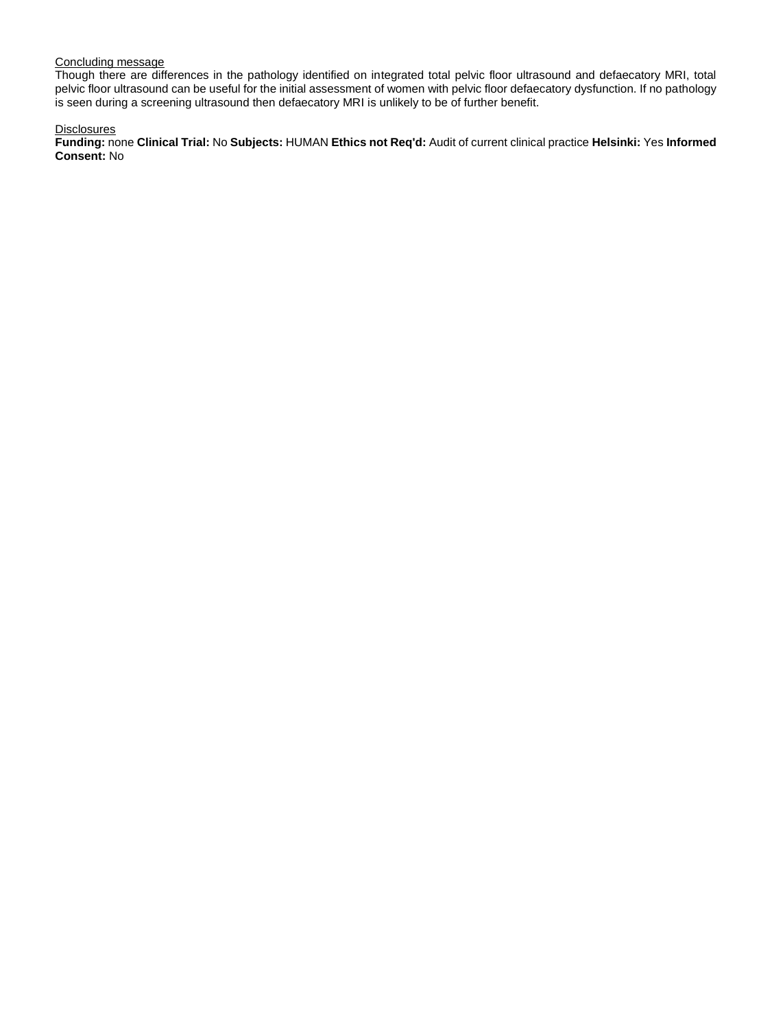Concluding message

Though there are differences in the pathology identified on integrated total pelvic floor ultrasound and defaecatory MRI, total pelvic floor ultrasound can be useful for the initial assessment of women with pelvic floor defaecatory dysfunction. If no pathology is seen during a screening ultrasound then defaecatory MRI is unlikely to be of further benefit.

Disclosures

**Funding:** none **Clinical Trial:** No **Subjects:** HUMAN **Ethics not Req'd:** Audit of current clinical practice **Helsinki:** Yes **Informed Consent:** No